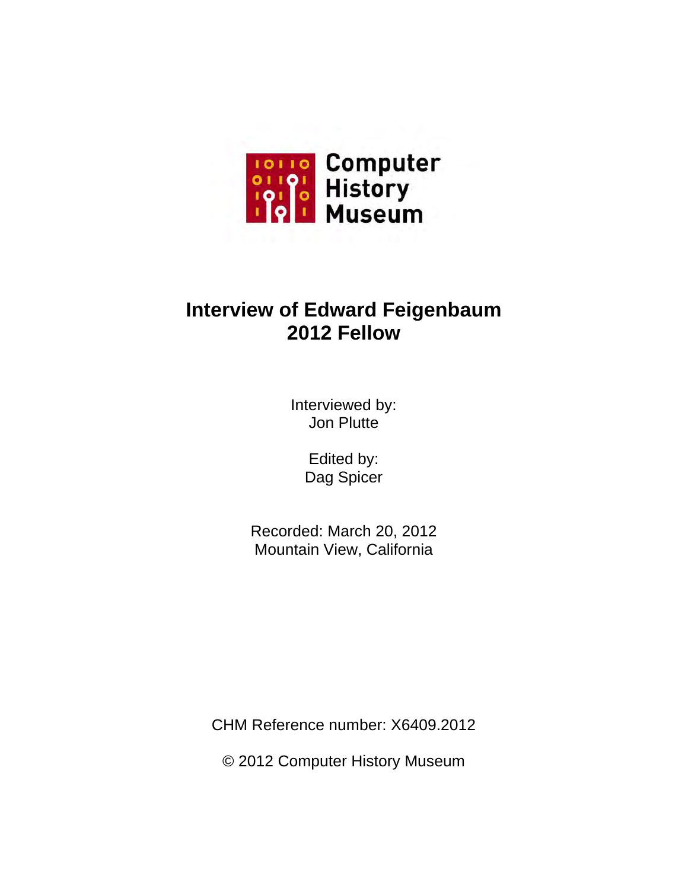Computer History Museum

# Interview of Edward Feigenbaum
# 2012 Fellow

Interviewed by:
Jon Plutte

Edited by:
Dag Spicer

Recorded: March 20, 2012
Mountain View, California

CHM Reference number: X6409.2012

© 2012 Computer History Museum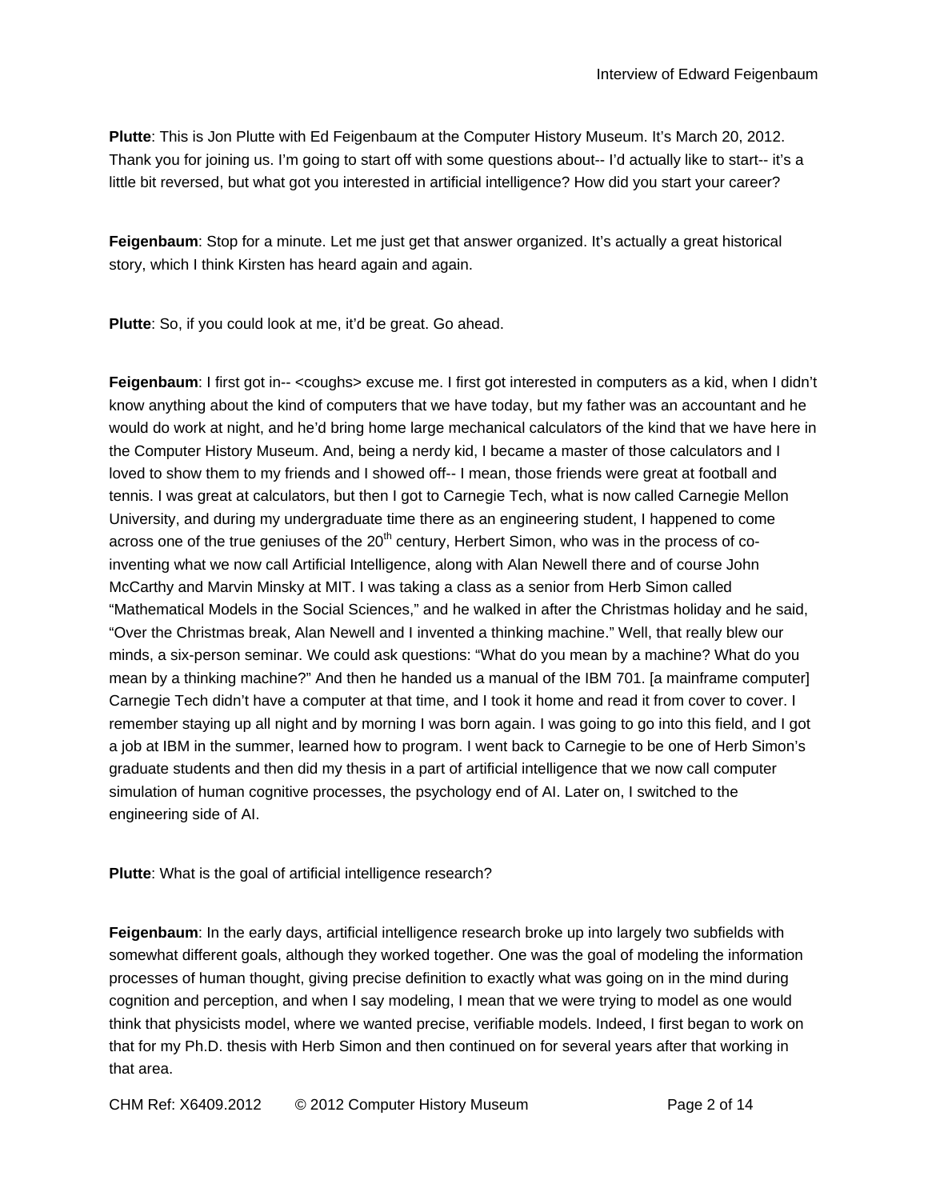**Plutte**: This is Jon Plutte with Ed Feigenbaum at the Computer History Museum. It's March 20, 2012. Thank you for joining us. I'm going to start off with some questions about-- I'd actually like to start-- it's a little bit reversed, but what got you interested in artificial intelligence? How did you start your career?

**Feigenbaum**: Stop for a minute. Let me just get that answer organized. It's actually a great historical story, which I think Kirsten has heard again and again.

**Plutte**: So, if you could look at me, it'd be great. Go ahead.

**Feigenbaum**: I first got in-- <coughs> excuse me. I first got interested in computers as a kid, when I didn't know anything about the kind of computers that we have today, but my father was an accountant and he would do work at night, and he'd bring home large mechanical calculators of the kind that we have here in the Computer History Museum. And, being a nerdy kid, I became a master of those calculators and I loved to show them to my friends and I showed off-- I mean, those friends were great at football and tennis. I was great at calculators, but then I got to Carnegie Tech, what is now called Carnegie Mellon University, and during my undergraduate time there as an engineering student, I happened to come across one of the true geniuses of the 20th century, Herbert Simon, who was in the process of co-inventing what we now call Artificial Intelligence, along with Alan Newell there and of course John McCarthy and Marvin Minsky at MIT. I was taking a class as a senior from Herb Simon called "Mathematical Models in the Social Sciences," and he walked in after the Christmas holiday and he said, "Over the Christmas break, Alan Newell and I invented a thinking machine." Well, that really blew our minds, a six-person seminar. We could ask questions: "What do you mean by a machine? What do you mean by a thinking machine?" And then he handed us a manual of the IBM 701. [a mainframe computer] Carnegie Tech didn't have a computer at that time, and I took it home and read it from cover to cover. I remember staying up all night and by morning I was born again. I was going to go into this field, and I got a job at IBM in the summer, learned how to program. I went back to Carnegie to be one of Herb Simon's graduate students and then did my thesis in a part of artificial intelligence that we now call computer simulation of human cognitive processes, the psychology end of AI. Later on, I switched to the engineering side of AI.

**Plutte**: What is the goal of artificial intelligence research?

**Feigenbaum**: In the early days, artificial intelligence research broke up into largely two subfields with somewhat different goals, although they worked together. One was the goal of modeling the information processes of human thought, giving precise definition to exactly what was going on in the mind during cognition and perception, and when I say modeling, I mean that we were trying to model as one would think that physicists model, where we wanted precise, verifiable models. Indeed, I first began to work on that for my Ph.D. thesis with Herb Simon and then continued on for several years after that working in that area.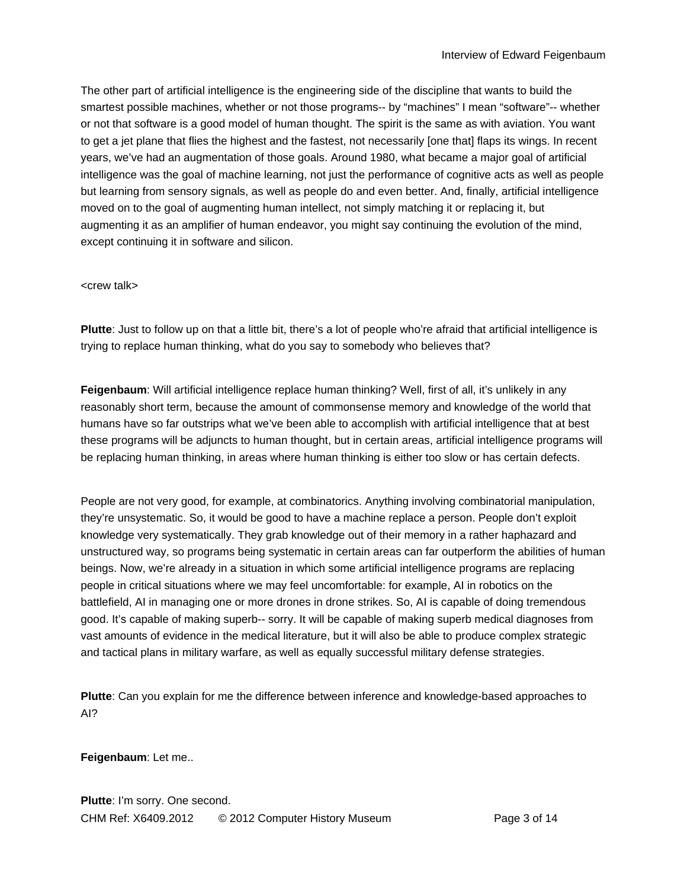The other part of artificial intelligence is the engineering side of the discipline that wants to build the smartest possible machines, whether or not those programs-- by “machines” I mean “software”-- whether or not that software is a good model of human thought. The spirit is the same as with aviation. You want to get a jet plane that flies the highest and the fastest, not necessarily [one that] flaps its wings. In recent years, we’ve had an augmentation of those goals. Around 1980, what became a major goal of artificial intelligence was the goal of machine learning, not just the performance of cognitive acts as well as people but learning from sensory signals, as well as people do and even better. And, finally, artificial intelligence moved on to the goal of augmenting human intellect, not simply matching it or replacing it, but augmenting it as an amplifier of human endeavor, you might say continuing the evolution of the mind, except continuing it in software and silicon.

<crew talk>

**Plutte**: Just to follow up on that a little bit, there’s a lot of people who’re afraid that artificial intelligence is trying to replace human thinking, what do you say to somebody who believes that?

**Feigenbaum**: Will artificial intelligence replace human thinking? Well, first of all, it’s unlikely in any reasonably short term, because the amount of commonsense memory and knowledge of the world that humans have so far outstrips what we’ve been able to accomplish with artificial intelligence that at best these programs will be adjuncts to human thought, but in certain areas, artificial intelligence programs will be replacing human thinking, in areas where human thinking is either too slow or has certain defects.

People are not very good, for example, at combinatorics. Anything involving combinatorial manipulation, they’re unsystematic. So, it would be good to have a machine replace a person. People don’t exploit knowledge very systematically. They grab knowledge out of their memory in a rather haphazard and unstructured way, so programs being systematic in certain areas can far outperform the abilities of human beings. Now, we’re already in a situation in which some artificial intelligence programs are replacing people in critical situations where we may feel uncomfortable: for example, AI in robotics on the battlefield, AI in managing one or more drones in drone strikes. So, AI is capable of doing tremendous good. It’s capable of making superb-- sorry. It will be capable of making superb medical diagnoses from vast amounts of evidence in the medical literature, but it will also be able to produce complex strategic and tactical plans in military warfare, as well as equally successful military defense strategies.

**Plutte**: Can you explain for me the difference between inference and knowledge-based approaches to AI?

**Feigenbaum**: Let me..

**Plutte**: I’m sorry. One second.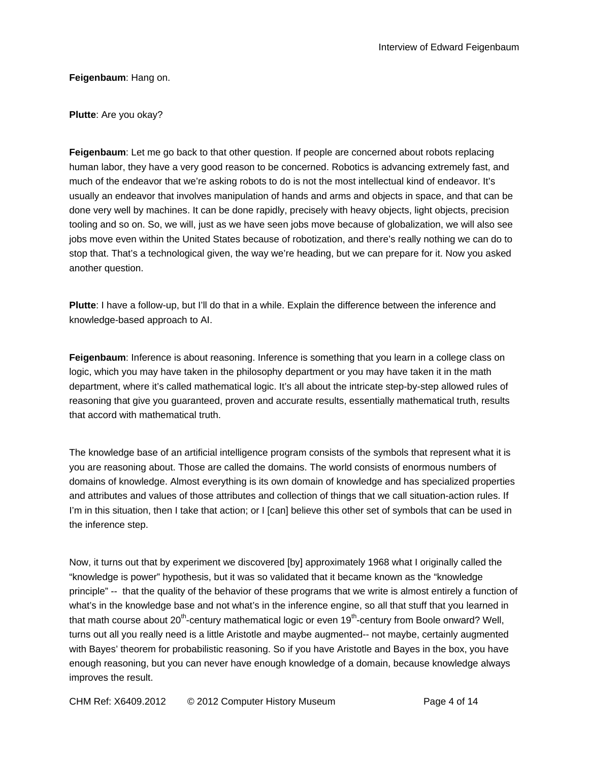**Feigenbaum**: Hang on.

**Plutte**: Are you okay?

**Feigenbaum**: Let me go back to that other question. If people are concerned about robots replacing human labor, they have a very good reason to be concerned. Robotics is advancing extremely fast, and much of the endeavor that we're asking robots to do is not the most intellectual kind of endeavor. It's usually an endeavor that involves manipulation of hands and arms and objects in space, and that can be done very well by machines. It can be done rapidly, precisely with heavy objects, light objects, precision tooling and so on. So, we will, just as we have seen jobs move because of globalization, we will also see jobs move even within the United States because of robotization, and there's really nothing we can do to stop that. That's a technological given, the way we're heading, but we can prepare for it. Now you asked another question.

**Plutte**: I have a follow-up, but I'll do that in a while. Explain the difference between the inference and knowledge-based approach to AI.

**Feigenbaum**: Inference is about reasoning. Inference is something that you learn in a college class on logic, which you may have taken in the philosophy department or you may have taken it in the math department, where it's called mathematical logic. It's all about the intricate step-by-step allowed rules of reasoning that give you guaranteed, proven and accurate results, essentially mathematical truth, results that accord with mathematical truth.

The knowledge base of an artificial intelligence program consists of the symbols that represent what it is you are reasoning about. Those are called the domains. The world consists of enormous numbers of domains of knowledge. Almost everything is its own domain of knowledge and has specialized properties and attributes and values of those attributes and collection of things that we call situation-action rules. If I'm in this situation, then I take that action; or I [can] believe this other set of symbols that can be used in the inference step.

Now, it turns out that by experiment we discovered [by] approximately 1968 what I originally called the "knowledge is power" hypothesis, but it was so validated that it became known as the "knowledge principle" -- that the quality of the behavior of these programs that we write is almost entirely a function of what's in the knowledge base and not what's in the inference engine, so all that stuff that you learned in that math course about 20th-century mathematical logic or even 19th-century from Boole onward? Well, turns out all you really need is a little Aristotle and maybe augmented-- not maybe, certainly augmented with Bayes' theorem for probabilistic reasoning. So if you have Aristotle and Bayes in the box, you have enough reasoning, but you can never have enough knowledge of a domain, because knowledge always improves the result.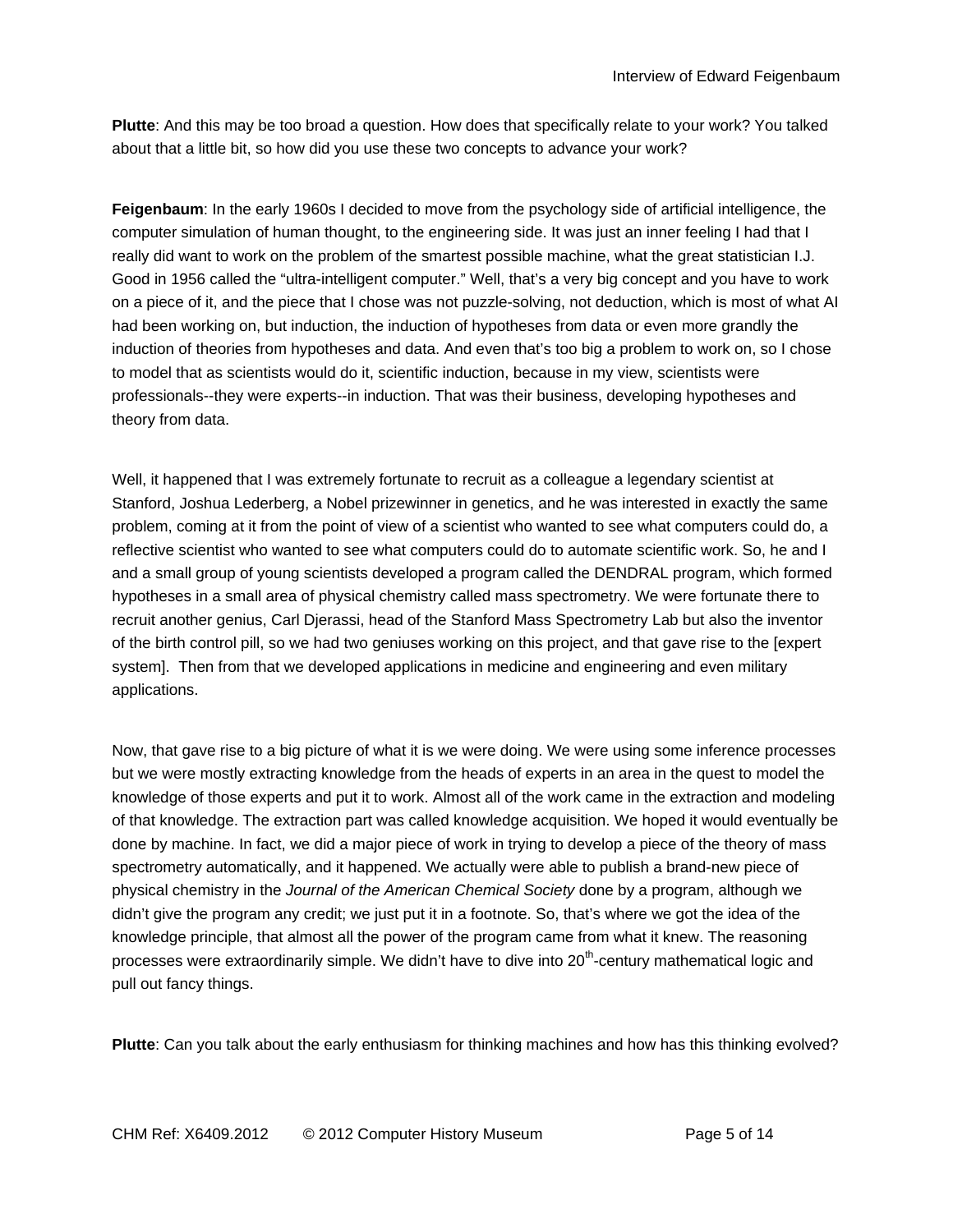**Plutte**: And this may be too broad a question. How does that specifically relate to your work? You talked about that a little bit, so how did you use these two concepts to advance your work?

**Feigenbaum**: In the early 1960s I decided to move from the psychology side of artificial intelligence, the computer simulation of human thought, to the engineering side. It was just an inner feeling I had that I really did want to work on the problem of the smartest possible machine, what the great statistician I.J. Good in 1956 called the "ultra-intelligent computer." Well, that's a very big concept and you have to work on a piece of it, and the piece that I chose was not puzzle-solving, not deduction, which is most of what AI had been working on, but induction, the induction of hypotheses from data or even more grandly the induction of theories from hypotheses and data. And even that's too big a problem to work on, so I chose to model that as scientists would do it, scientific induction, because in my view, scientists were professionals--they were experts--in induction. That was their business, developing hypotheses and theory from data.

Well, it happened that I was extremely fortunate to recruit as a colleague a legendary scientist at Stanford, Joshua Lederberg, a Nobel prizewinner in genetics, and he was interested in exactly the same problem, coming at it from the point of view of a scientist who wanted to see what computers could do, a reflective scientist who wanted to see what computers could do to automate scientific work. So, he and I and a small group of young scientists developed a program called the DENDRAL program, which formed hypotheses in a small area of physical chemistry called mass spectrometry. We were fortunate there to recruit another genius, Carl Djerassi, head of the Stanford Mass Spectrometry Lab but also the inventor of the birth control pill, so we had two geniuses working on this project, and that gave rise to the [expert system]. Then from that we developed applications in medicine and engineering and even military applications.

Now, that gave rise to a big picture of what it is we were doing. We were using some inference processes but we were mostly extracting knowledge from the heads of experts in an area in the quest to model the knowledge of those experts and put it to work. Almost all of the work came in the extraction and modeling of that knowledge. The extraction part was called knowledge acquisition. We hoped it would eventually be done by machine. In fact, we did a major piece of work in trying to develop a piece of the theory of mass spectrometry automatically, and it happened. We actually were able to publish a brand-new piece of physical chemistry in the *Journal of the American Chemical Society* done by a program, although we didn't give the program any credit; we just put it in a footnote. So, that's where we got the idea of the knowledge principle, that almost all the power of the program came from what it knew. The reasoning processes were extraordinarily simple. We didn't have to dive into 20th-century mathematical logic and pull out fancy things.

**Plutte**: Can you talk about the early enthusiasm for thinking machines and how has this thinking evolved?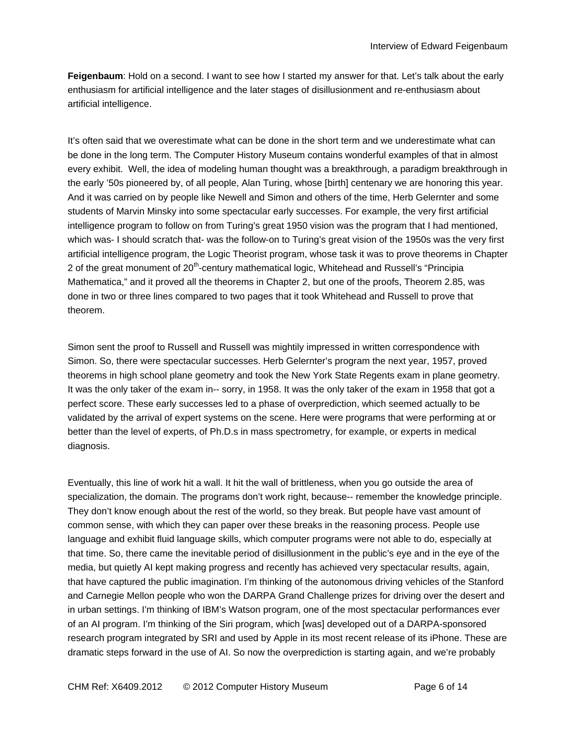**Feigenbaum**: Hold on a second. I want to see how I started my answer for that. Let's talk about the early enthusiasm for artificial intelligence and the later stages of disillusionment and re-enthusiasm about artificial intelligence.

It's often said that we overestimate what can be done in the short term and we underestimate what can be done in the long term. The Computer History Museum contains wonderful examples of that in almost every exhibit. Well, the idea of modeling human thought was a breakthrough, a paradigm breakthrough in the early '50s pioneered by, of all people, Alan Turing, whose [birth] centenary we are honoring this year. And it was carried on by people like Newell and Simon and others of the time, Herb Gelernter and some students of Marvin Minsky into some spectacular early successes. For example, the very first artificial intelligence program to follow on from Turing's great 1950 vision was the program that I had mentioned, which was- I should scratch that- was the follow-on to Turing's great vision of the 1950s was the very first artificial intelligence program, the Logic Theorist program, whose task it was to prove theorems in Chapter 2 of the great monument of 20th-century mathematical logic, Whitehead and Russell's "Principia Mathematica," and it proved all the theorems in Chapter 2, but one of the proofs, Theorem 2.85, was done in two or three lines compared to two pages that it took Whitehead and Russell to prove that theorem.

Simon sent the proof to Russell and Russell was mightily impressed in written correspondence with Simon. So, there were spectacular successes. Herb Gelernter's program the next year, 1957, proved theorems in high school plane geometry and took the New York State Regents exam in plane geometry. It was the only taker of the exam in-- sorry, in 1958. It was the only taker of the exam in 1958 that got a perfect score. These early successes led to a phase of overprediction, which seemed actually to be validated by the arrival of expert systems on the scene. Here were programs that were performing at or better than the level of experts, of Ph.D.s in mass spectrometry, for example, or experts in medical diagnosis.

Eventually, this line of work hit a wall. It hit the wall of brittleness, when you go outside the area of specialization, the domain. The programs don't work right, because-- remember the knowledge principle. They don't know enough about the rest of the world, so they break. But people have vast amount of common sense, with which they can paper over these breaks in the reasoning process. People use language and exhibit fluid language skills, which computer programs were not able to do, especially at that time. So, there came the inevitable period of disillusionment in the public's eye and in the eye of the media, but quietly AI kept making progress and recently has achieved very spectacular results, again, that have captured the public imagination. I'm thinking of the autonomous driving vehicles of the Stanford and Carnegie Mellon people who won the DARPA Grand Challenge prizes for driving over the desert and in urban settings. I'm thinking of IBM's Watson program, one of the most spectacular performances ever of an AI program. I'm thinking of the Siri program, which [was] developed out of a DARPA-sponsored research program integrated by SRI and used by Apple in its most recent release of its iPhone. These are dramatic steps forward in the use of AI. So now the overprediction is starting again, and we're probably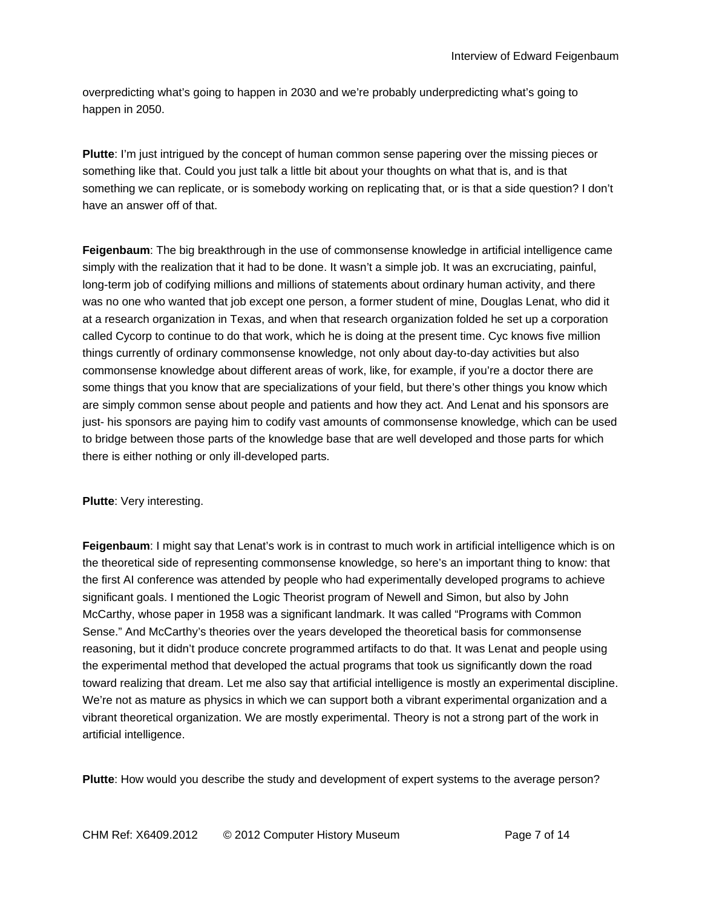overpredicting what's going to happen in 2030 and we're probably underpredicting what's going to happen in 2050.

**Plutte**: I'm just intrigued by the concept of human common sense papering over the missing pieces or something like that. Could you just talk a little bit about your thoughts on what that is, and is that something we can replicate, or is somebody working on replicating that, or is that a side question? I don't have an answer off of that.

**Feigenbaum**: The big breakthrough in the use of commonsense knowledge in artificial intelligence came simply with the realization that it had to be done. It wasn't a simple job. It was an excruciating, painful, long-term job of codifying millions and millions of statements about ordinary human activity, and there was no one who wanted that job except one person, a former student of mine, Douglas Lenat, who did it at a research organization in Texas, and when that research organization folded he set up a corporation called Cycorp to continue to do that work, which he is doing at the present time. Cyc knows five million things currently of ordinary commonsense knowledge, not only about day-to-day activities but also commonsense knowledge about different areas of work, like, for example, if you're a doctor there are some things that you know that are specializations of your field, but there's other things you know which are simply common sense about people and patients and how they act. And Lenat and his sponsors are just- his sponsors are paying him to codify vast amounts of commonsense knowledge, which can be used to bridge between those parts of the knowledge base that are well developed and those parts for which there is either nothing or only ill-developed parts.

**Plutte**: Very interesting.

**Feigenbaum**: I might say that Lenat's work is in contrast to much work in artificial intelligence which is on the theoretical side of representing commonsense knowledge, so here's an important thing to know: that the first AI conference was attended by people who had experimentally developed programs to achieve significant goals. I mentioned the Logic Theorist program of Newell and Simon, but also by John McCarthy, whose paper in 1958 was a significant landmark. It was called "Programs with Common Sense." And McCarthy's theories over the years developed the theoretical basis for commonsense reasoning, but it didn't produce concrete programmed artifacts to do that. It was Lenat and people using the experimental method that developed the actual programs that took us significantly down the road toward realizing that dream. Let me also say that artificial intelligence is mostly an experimental discipline. We're not as mature as physics in which we can support both a vibrant experimental organization and a vibrant theoretical organization. We are mostly experimental. Theory is not a strong part of the work in artificial intelligence.

**Plutte**: How would you describe the study and development of expert systems to the average person?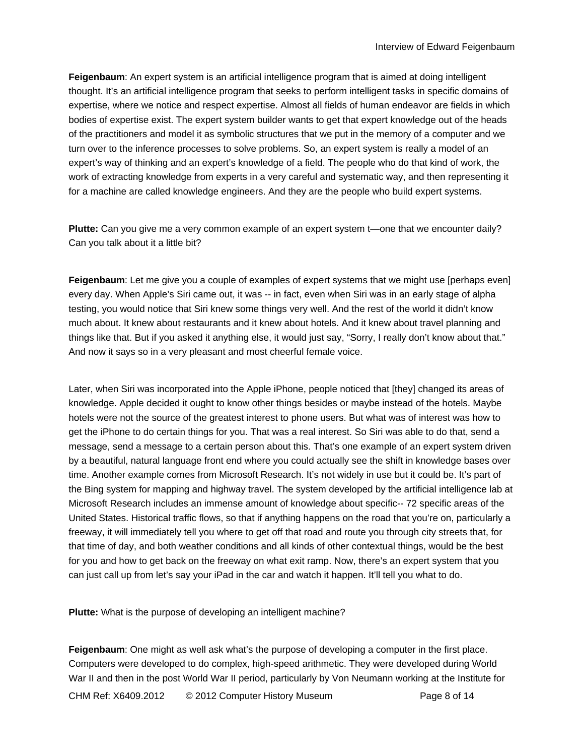**Feigenbaum**: An expert system is an artificial intelligence program that is aimed at doing intelligent thought. It's an artificial intelligence program that seeks to perform intelligent tasks in specific domains of expertise, where we notice and respect expertise. Almost all fields of human endeavor are fields in which bodies of expertise exist. The expert system builder wants to get that expert knowledge out of the heads of the practitioners and model it as symbolic structures that we put in the memory of a computer and we turn over to the inference processes to solve problems. So, an expert system is really a model of an expert's way of thinking and an expert's knowledge of a field. The people who do that kind of work, the work of extracting knowledge from experts in a very careful and systematic way, and then representing it for a machine are called knowledge engineers. And they are the people who build expert systems.

**Plutte:** Can you give me a very common example of an expert system t—one that we encounter daily? Can you talk about it a little bit?

**Feigenbaum**: Let me give you a couple of examples of expert systems that we might use [perhaps even] every day. When Apple's Siri came out, it was -- in fact, even when Siri was in an early stage of alpha testing, you would notice that Siri knew some things very well. And the rest of the world it didn't know much about. It knew about restaurants and it knew about hotels. And it knew about travel planning and things like that. But if you asked it anything else, it would just say, "Sorry, I really don't know about that." And now it says so in a very pleasant and most cheerful female voice.

Later, when Siri was incorporated into the Apple iPhone, people noticed that [they] changed its areas of knowledge. Apple decided it ought to know other things besides or maybe instead of the hotels. Maybe hotels were not the source of the greatest interest to phone users. But what was of interest was how to get the iPhone to do certain things for you. That was a real interest. So Siri was able to do that, send a message, send a message to a certain person about this. That's one example of an expert system driven by a beautiful, natural language front end where you could actually see the shift in knowledge bases over time. Another example comes from Microsoft Research. It's not widely in use but it could be. It's part of the Bing system for mapping and highway travel. The system developed by the artificial intelligence lab at Microsoft Research includes an immense amount of knowledge about specific-- 72 specific areas of the United States. Historical traffic flows, so that if anything happens on the road that you're on, particularly a freeway, it will immediately tell you where to get off that road and route you through city streets that, for that time of day, and both weather conditions and all kinds of other contextual things, would be the best for you and how to get back on the freeway on what exit ramp. Now, there's an expert system that you can just call up from let's say your iPad in the car and watch it happen. It'll tell you what to do.

**Plutte:** What is the purpose of developing an intelligent machine?

**Feigenbaum**: One might as well ask what's the purpose of developing a computer in the first place. Computers were developed to do complex, high-speed arithmetic. They were developed during World War II and then in the post World War II period, particularly by Von Neumann working at the Institute for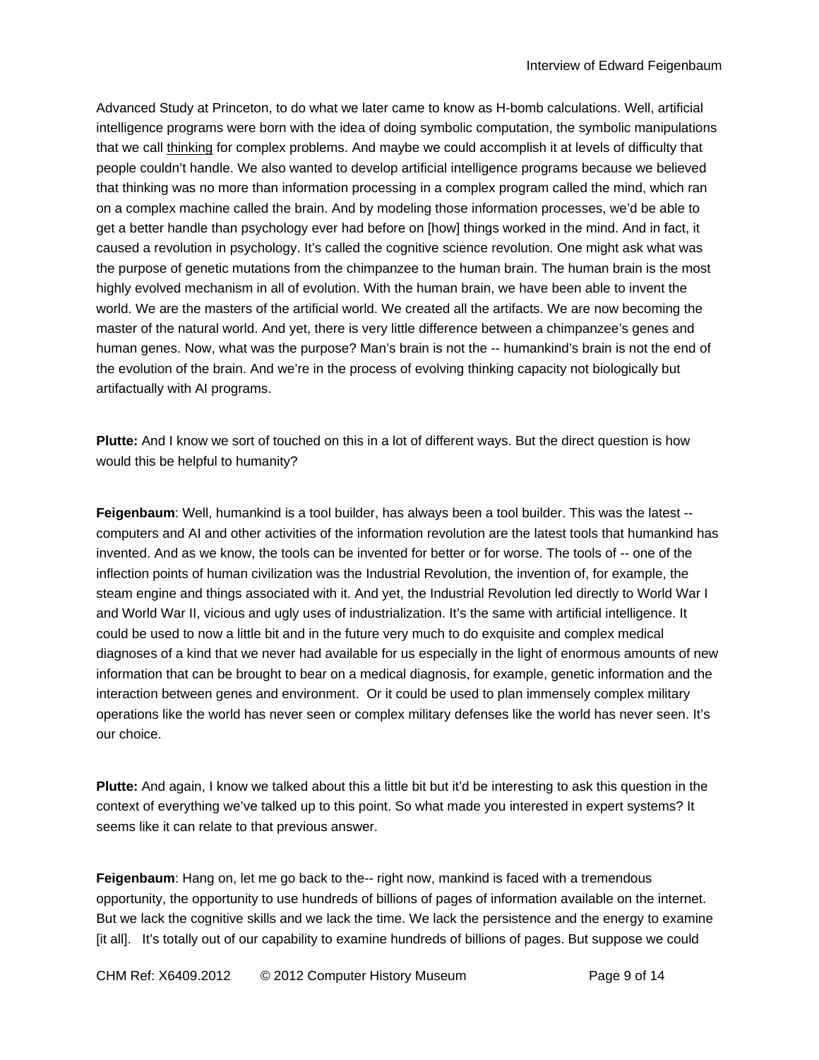Advanced Study at Princeton, to do what we later came to know as H-bomb calculations. Well, artificial intelligence programs were born with the idea of doing symbolic computation, the symbolic manipulations that we call thinking for complex problems. And maybe we could accomplish it at levels of difficulty that people couldn't handle. We also wanted to develop artificial intelligence programs because we believed that thinking was no more than information processing in a complex program called the mind, which ran on a complex machine called the brain. And by modeling those information processes, we'd be able to get a better handle than psychology ever had before on [how] things worked in the mind. And in fact, it caused a revolution in psychology. It's called the cognitive science revolution. One might ask what was the purpose of genetic mutations from the chimpanzee to the human brain. The human brain is the most highly evolved mechanism in all of evolution. With the human brain, we have been able to invent the world. We are the masters of the artificial world. We created all the artifacts. We are now becoming the master of the natural world. And yet, there is very little difference between a chimpanzee's genes and human genes. Now, what was the purpose? Man's brain is not the -- humankind's brain is not the end of the evolution of the brain. And we're in the process of evolving thinking capacity not biologically but artifactually with AI programs.

**Plutte:** And I know we sort of touched on this in a lot of different ways. But the direct question is how would this be helpful to humanity?

**Feigenbaum**: Well, humankind is a tool builder, has always been a tool builder. This was the latest -- computers and AI and other activities of the information revolution are the latest tools that humankind has invented. And as we know, the tools can be invented for better or for worse. The tools of -- one of the inflection points of human civilization was the Industrial Revolution, the invention of, for example, the steam engine and things associated with it. And yet, the Industrial Revolution led directly to World War I and World War II, vicious and ugly uses of industrialization. It's the same with artificial intelligence. It could be used to now a little bit and in the future very much to do exquisite and complex medical diagnoses of a kind that we never had available for us especially in the light of enormous amounts of new information that can be brought to bear on a medical diagnosis, for example, genetic information and the interaction between genes and environment. Or it could be used to plan immensely complex military operations like the world has never seen or complex military defenses like the world has never seen. It's our choice.

**Plutte:** And again, I know we talked about this a little bit but it'd be interesting to ask this question in the context of everything we've talked up to this point. So what made you interested in expert systems? It seems like it can relate to that previous answer.

**Feigenbaum**: Hang on, let me go back to the-- right now, mankind is faced with a tremendous opportunity, the opportunity to use hundreds of billions of pages of information available on the internet. But we lack the cognitive skills and we lack the time. We lack the persistence and the energy to examine [it all]. It's totally out of our capability to examine hundreds of billions of pages. But suppose we could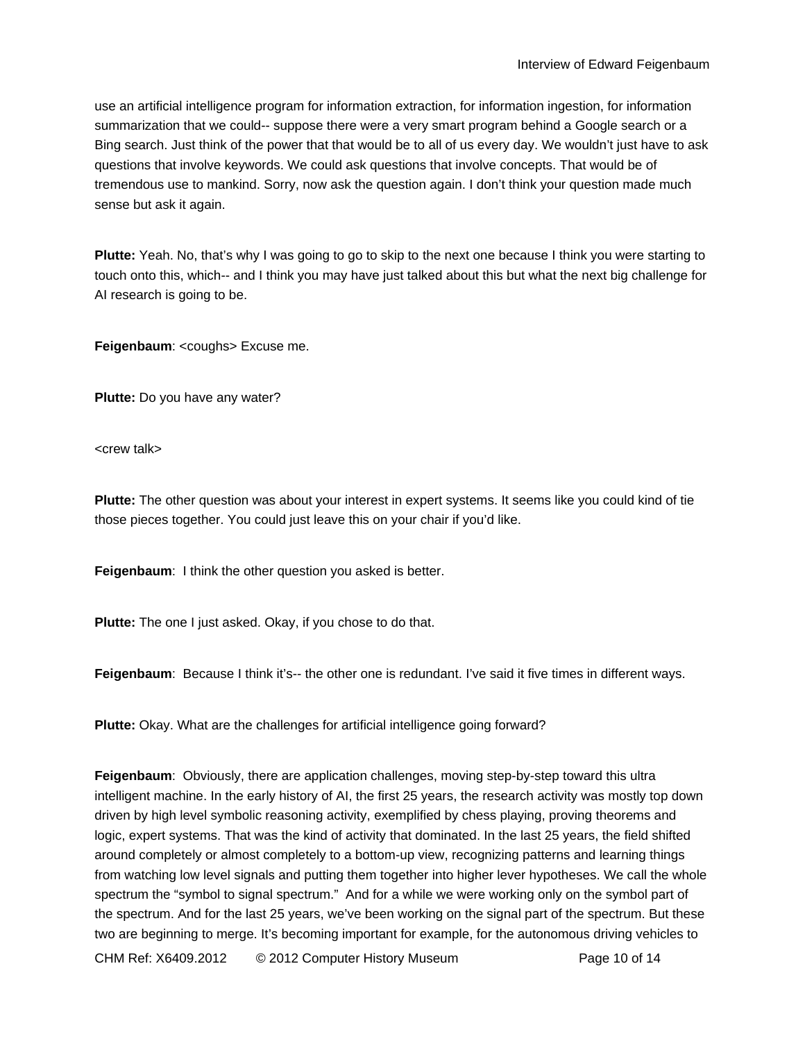use an artificial intelligence program for information extraction, for information ingestion, for information summarization that we could-- suppose there were a very smart program behind a Google search or a Bing search. Just think of the power that that would be to all of us every day. We wouldn't just have to ask questions that involve keywords. We could ask questions that involve concepts. That would be of tremendous use to mankind. Sorry, now ask the question again. I don't think your question made much sense but ask it again.

**Plutte:** Yeah. No, that's why I was going to go to skip to the next one because I think you were starting to touch onto this, which-- and I think you may have just talked about this but what the next big challenge for AI research is going to be.

**Feigenbaum**: <coughs> Excuse me.

**Plutte:** Do you have any water?

<crew talk>

**Plutte:** The other question was about your interest in expert systems. It seems like you could kind of tie those pieces together. You could just leave this on your chair if you'd like.

**Feigenbaum**: I think the other question you asked is better.

**Plutte:** The one I just asked. Okay, if you chose to do that.

**Feigenbaum**: Because I think it's-- the other one is redundant. I've said it five times in different ways.

**Plutte:** Okay. What are the challenges for artificial intelligence going forward?

**Feigenbaum**: Obviously, there are application challenges, moving step-by-step toward this ultra intelligent machine. In the early history of AI, the first 25 years, the research activity was mostly top down driven by high level symbolic reasoning activity, exemplified by chess playing, proving theorems and logic, expert systems. That was the kind of activity that dominated. In the last 25 years, the field shifted around completely or almost completely to a bottom-up view, recognizing patterns and learning things from watching low level signals and putting them together into higher lever hypotheses. We call the whole spectrum the "symbol to signal spectrum." And for a while we were working only on the symbol part of the spectrum. And for the last 25 years, we've been working on the signal part of the spectrum. But these two are beginning to merge. It's becoming important for example, for the autonomous driving vehicles to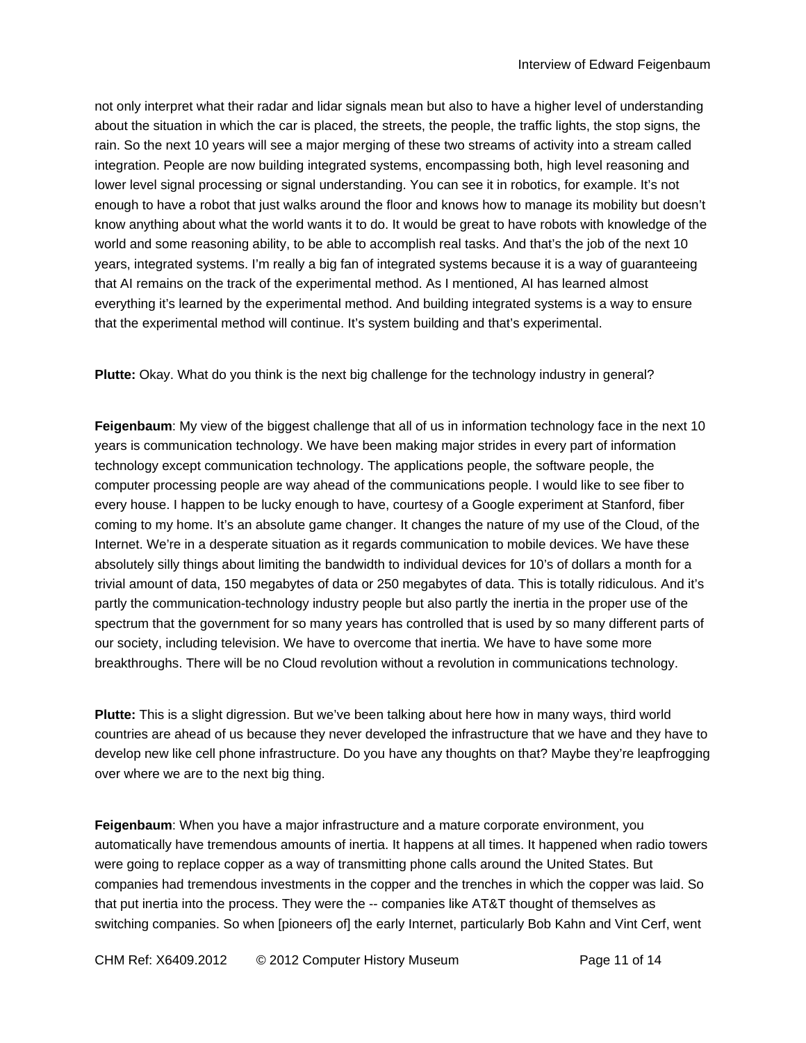not only interpret what their radar and lidar signals mean but also to have a higher level of understanding about the situation in which the car is placed, the streets, the people, the traffic lights, the stop signs, the rain. So the next 10 years will see a major merging of these two streams of activity into a stream called integration. People are now building integrated systems, encompassing both, high level reasoning and lower level signal processing or signal understanding. You can see it in robotics, for example. It's not enough to have a robot that just walks around the floor and knows how to manage its mobility but doesn't know anything about what the world wants it to do. It would be great to have robots with knowledge of the world and some reasoning ability, to be able to accomplish real tasks. And that's the job of the next 10 years, integrated systems. I'm really a big fan of integrated systems because it is a way of guaranteeing that AI remains on the track of the experimental method. As I mentioned, AI has learned almost everything it's learned by the experimental method. And building integrated systems is a way to ensure that the experimental method will continue. It's system building and that's experimental.

**Plutte:** Okay. What do you think is the next big challenge for the technology industry in general?

**Feigenbaum**: My view of the biggest challenge that all of us in information technology face in the next 10 years is communication technology. We have been making major strides in every part of information technology except communication technology. The applications people, the software people, the computer processing people are way ahead of the communications people. I would like to see fiber to every house. I happen to be lucky enough to have, courtesy of a Google experiment at Stanford, fiber coming to my home. It's an absolute game changer. It changes the nature of my use of the Cloud, of the Internet. We're in a desperate situation as it regards communication to mobile devices. We have these absolutely silly things about limiting the bandwidth to individual devices for 10's of dollars a month for a trivial amount of data, 150 megabytes of data or 250 megabytes of data. This is totally ridiculous. And it's partly the communication-technology industry people but also partly the inertia in the proper use of the spectrum that the government for so many years has controlled that is used by so many different parts of our society, including television. We have to overcome that inertia. We have to have some more breakthroughs. There will be no Cloud revolution without a revolution in communications technology.

**Plutte:** This is a slight digression. But we've been talking about here how in many ways, third world countries are ahead of us because they never developed the infrastructure that we have and they have to develop new like cell phone infrastructure. Do you have any thoughts on that? Maybe they're leapfrogging over where we are to the next big thing.

**Feigenbaum**: When you have a major infrastructure and a mature corporate environment, you automatically have tremendous amounts of inertia. It happens at all times. It happened when radio towers were going to replace copper as a way of transmitting phone calls around the United States. But companies had tremendous investments in the copper and the trenches in which the copper was laid. So that put inertia into the process. They were the -- companies like AT&T thought of themselves as switching companies. So when [pioneers of] the early Internet, particularly Bob Kahn and Vint Cerf, went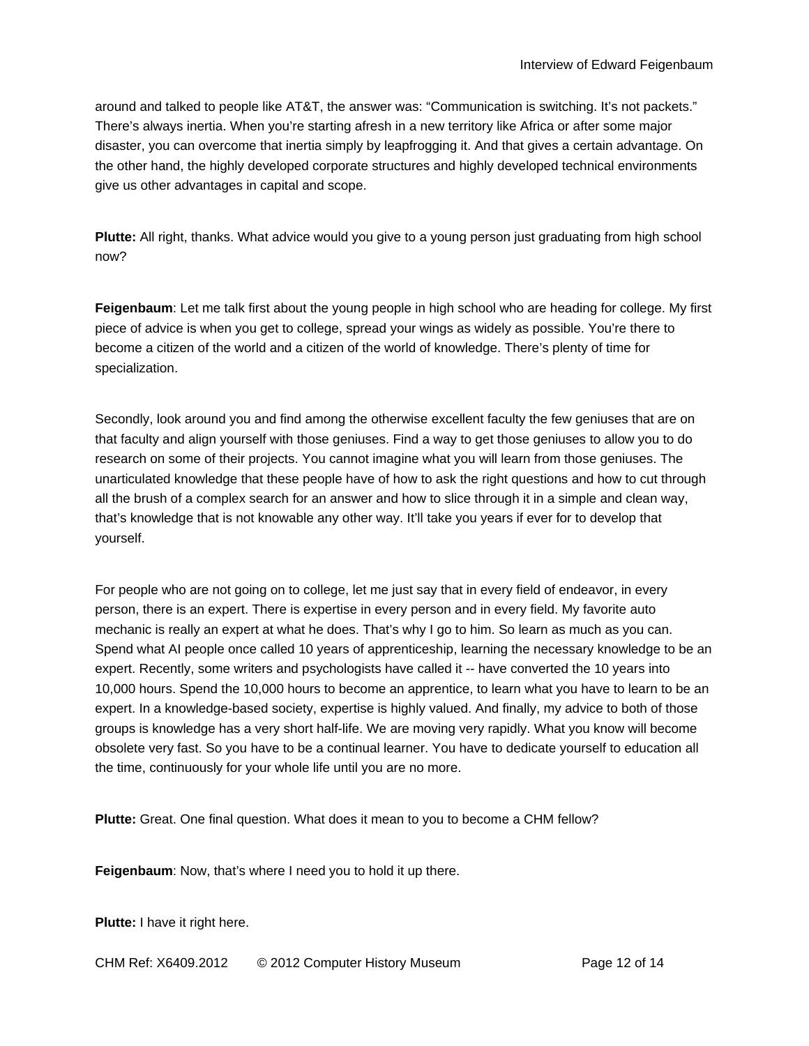around and talked to people like AT&T, the answer was: "Communication is switching. It's not packets." There's always inertia. When you're starting afresh in a new territory like Africa or after some major disaster, you can overcome that inertia simply by leapfrogging it. And that gives a certain advantage. On the other hand, the highly developed corporate structures and highly developed technical environments give us other advantages in capital and scope.

**Plutte:** All right, thanks. What advice would you give to a young person just graduating from high school now?

**Feigenbaum**: Let me talk first about the young people in high school who are heading for college. My first piece of advice is when you get to college, spread your wings as widely as possible. You're there to become a citizen of the world and a citizen of the world of knowledge. There's plenty of time for specialization.

Secondly, look around you and find among the otherwise excellent faculty the few geniuses that are on that faculty and align yourself with those geniuses. Find a way to get those geniuses to allow you to do research on some of their projects. You cannot imagine what you will learn from those geniuses. The unarticulated knowledge that these people have of how to ask the right questions and how to cut through all the brush of a complex search for an answer and how to slice through it in a simple and clean way, that's knowledge that is not knowable any other way. It'll take you years if ever for to develop that yourself.

For people who are not going on to college, let me just say that in every field of endeavor, in every person, there is an expert. There is expertise in every person and in every field. My favorite auto mechanic is really an expert at what he does. That's why I go to him. So learn as much as you can. Spend what AI people once called 10 years of apprenticeship, learning the necessary knowledge to be an expert. Recently, some writers and psychologists have called it -- have converted the 10 years into 10,000 hours. Spend the 10,000 hours to become an apprentice, to learn what you have to learn to be an expert. In a knowledge-based society, expertise is highly valued. And finally, my advice to both of those groups is knowledge has a very short half-life. We are moving very rapidly. What you know will become obsolete very fast. So you have to be a continual learner. You have to dedicate yourself to education all the time, continuously for your whole life until you are no more.

**Plutte:** Great. One final question. What does it mean to you to become a CHM fellow?

**Feigenbaum**: Now, that's where I need you to hold it up there.

**Plutte:** I have it right here.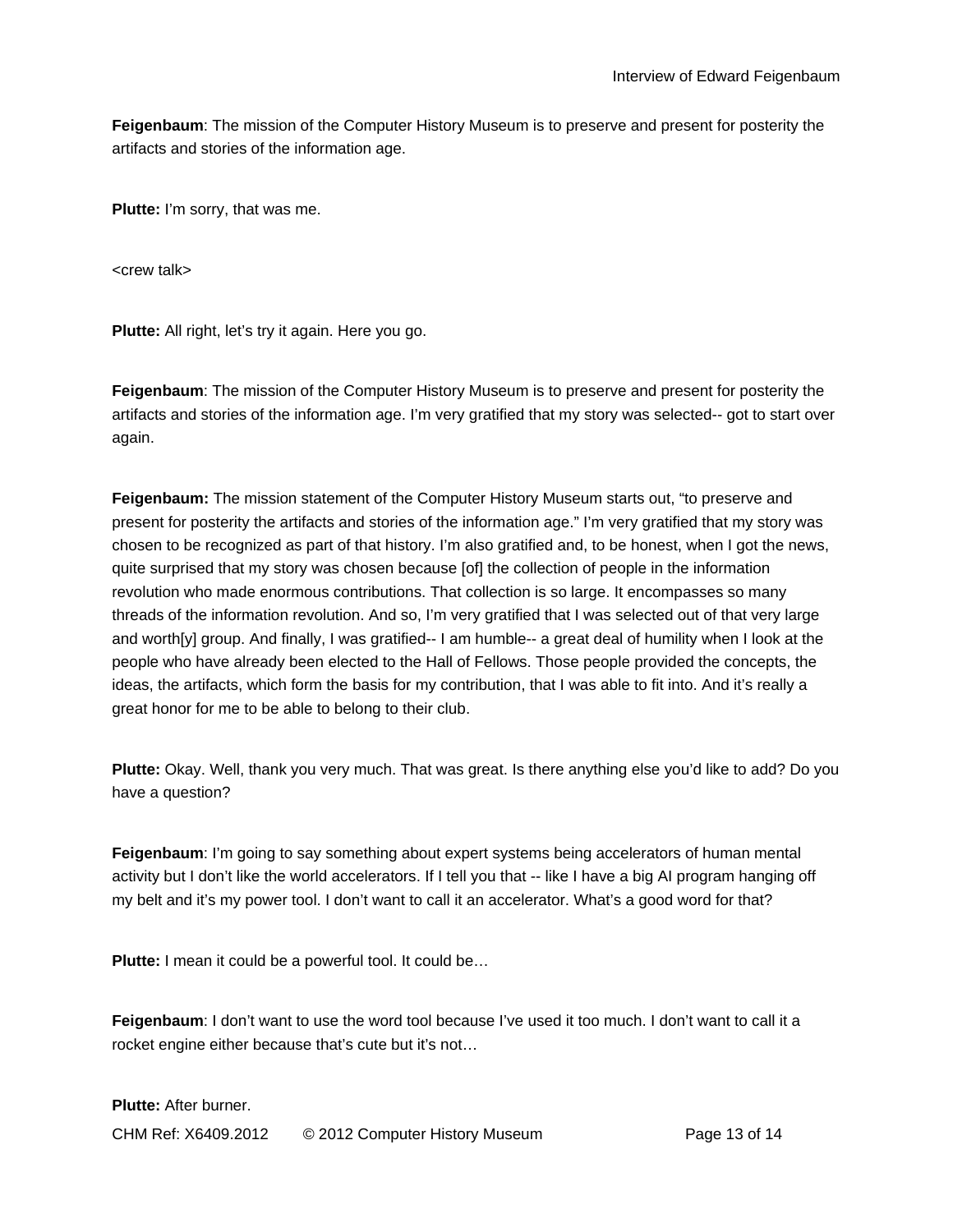**Feigenbaum**: The mission of the Computer History Museum is to preserve and present for posterity the artifacts and stories of the information age.

**Plutte:** I'm sorry, that was me.

<crew talk>

**Plutte:** All right, let's try it again. Here you go.

**Feigenbaum**: The mission of the Computer History Museum is to preserve and present for posterity the artifacts and stories of the information age. I'm very gratified that my story was selected-- got to start over again.

**Feigenbaum:** The mission statement of the Computer History Museum starts out, "to preserve and present for posterity the artifacts and stories of the information age." I'm very gratified that my story was chosen to be recognized as part of that history. I'm also gratified and, to be honest, when I got the news, quite surprised that my story was chosen because [of] the collection of people in the information revolution who made enormous contributions. That collection is so large. It encompasses so many threads of the information revolution. And so, I'm very gratified that I was selected out of that very large and worth[y] group. And finally, I was gratified-- I am humble-- a great deal of humility when I look at the people who have already been elected to the Hall of Fellows. Those people provided the concepts, the ideas, the artifacts, which form the basis for my contribution, that I was able to fit into. And it's really a great honor for me to be able to belong to their club.

**Plutte:** Okay. Well, thank you very much. That was great. Is there anything else you'd like to add? Do you have a question?

**Feigenbaum**: I'm going to say something about expert systems being accelerators of human mental activity but I don't like the world accelerators. If I tell you that -- like I have a big AI program hanging off my belt and it's my power tool. I don't want to call it an accelerator. What's a good word for that?

**Plutte:** I mean it could be a powerful tool. It could be…

**Feigenbaum**: I don't want to use the word tool because I've used it too much. I don't want to call it a rocket engine either because that's cute but it's not…

**Plutte:** After burner.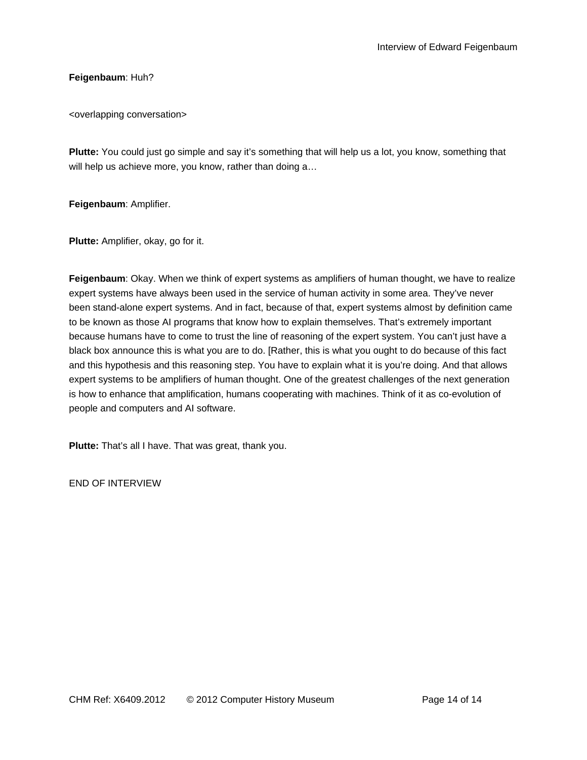**Feigenbaum**: Huh?

<overlapping conversation>

**Plutte:** You could just go simple and say it's something that will help us a lot, you know, something that will help us achieve more, you know, rather than doing a…

**Feigenbaum**: Amplifier.

**Plutte:** Amplifier, okay, go for it.

**Feigenbaum**: Okay. When we think of expert systems as amplifiers of human thought, we have to realize expert systems have always been used in the service of human activity in some area. They've never been stand-alone expert systems. And in fact, because of that, expert systems almost by definition came to be known as those AI programs that know how to explain themselves. That's extremely important because humans have to come to trust the line of reasoning of the expert system. You can't just have a black box announce this is what you are to do. [Rather, this is what you ought to do because of this fact and this hypothesis and this reasoning step. You have to explain what it is you're doing. And that allows expert systems to be amplifiers of human thought. One of the greatest challenges of the next generation is how to enhance that amplification, humans cooperating with machines. Think of it as co-evolution of people and computers and AI software.

**Plutte:** That's all I have. That was great, thank you.

END OF INTERVIEW